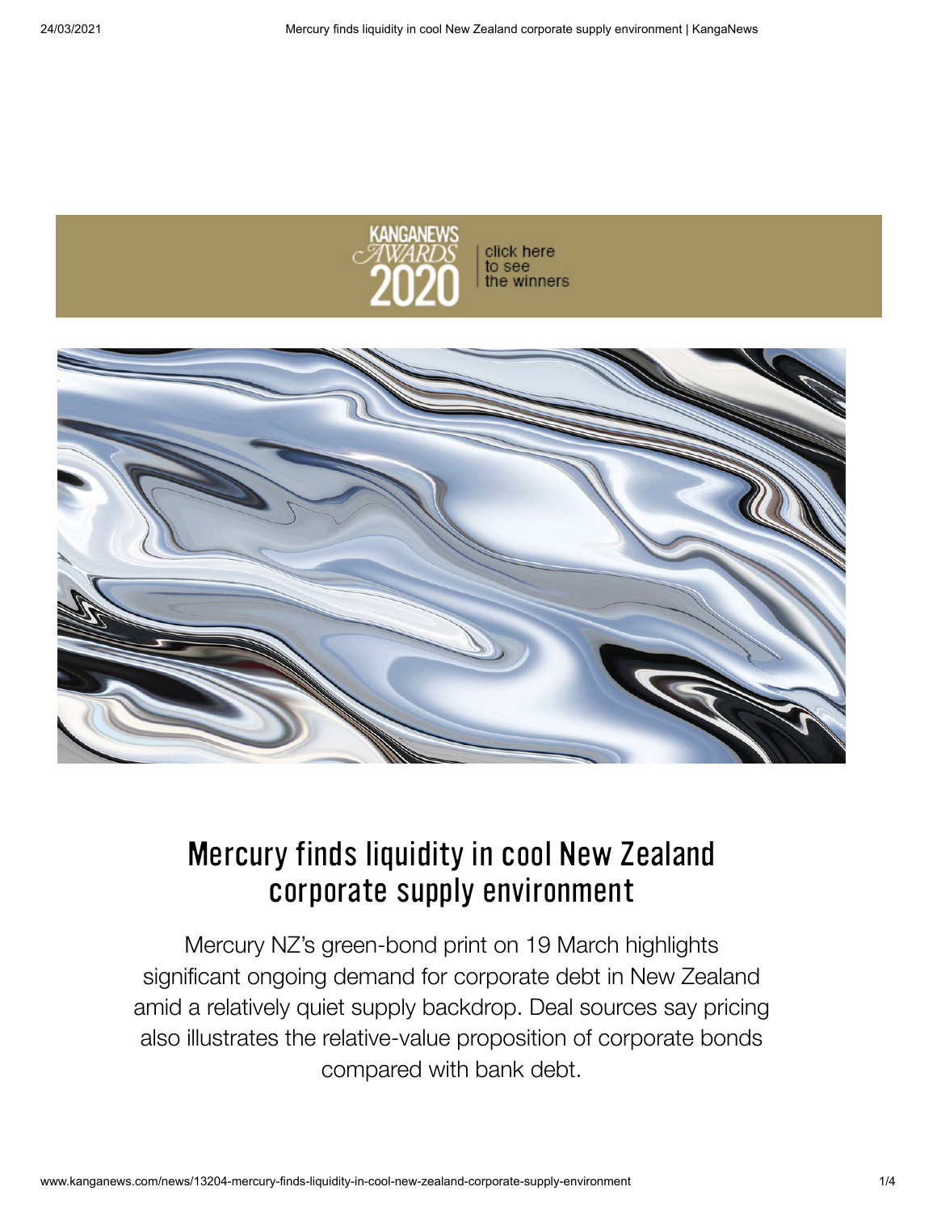# Mercury finds liquidity in cool New Zealand corporate supply environment

Mercury NZ's green-bond print on 19 March highlights significant ongoing demand for corporate debt in New Zealand amid a relatively quiet supply backdrop. Deal sources say pricing also illustrates the relative-value proposition of corporate bonds compared with bank debt.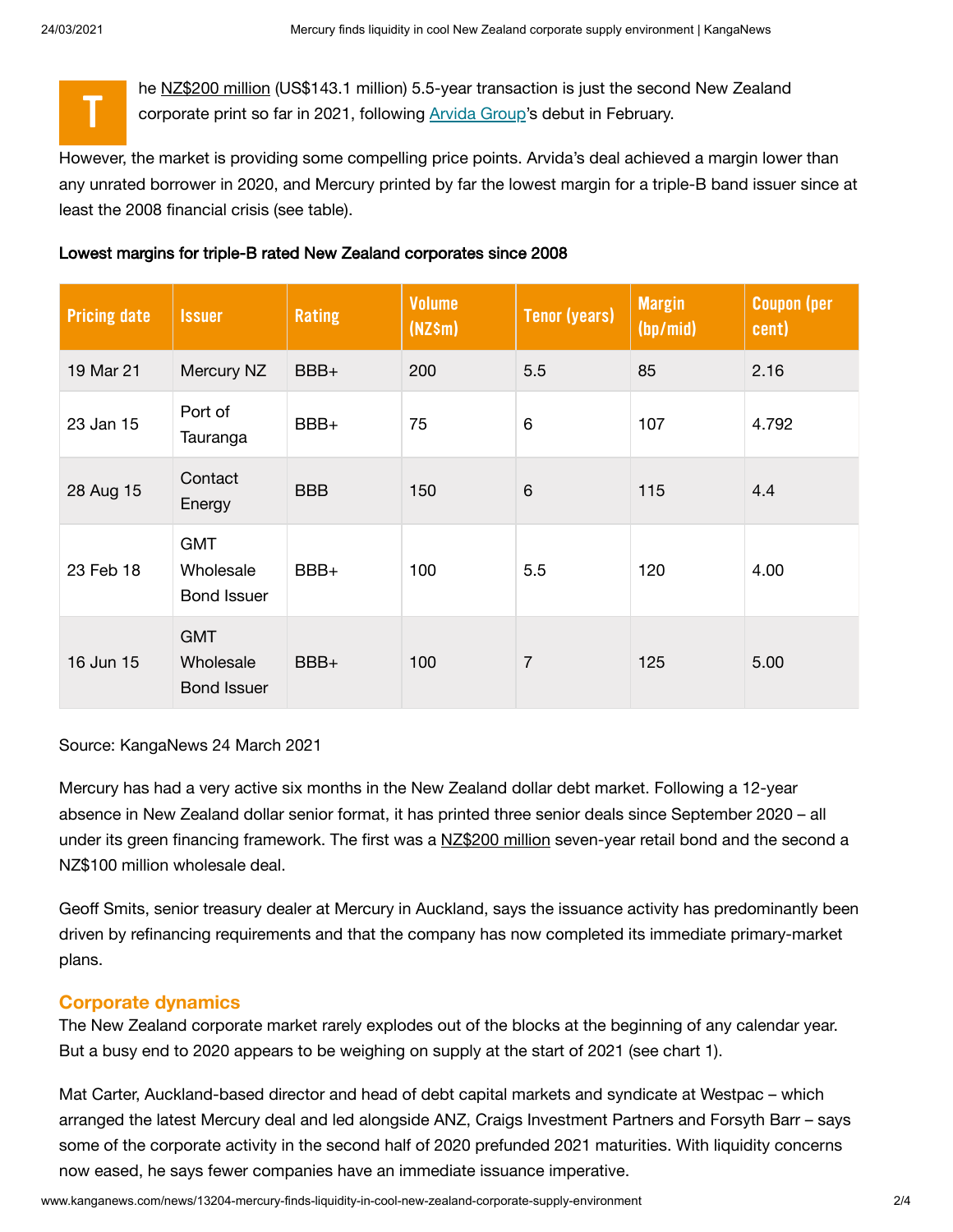The NZ$200 million (US$143.1 million) 5.5-year transaction is just the second New Zealand corporate print so far in 2021, following Arvida Group's debut in February.

However, the market is providing some compelling price points. Arvida's deal achieved a margin lower than any unrated borrower in 2020, and Mercury printed by far the lowest margin for a triple-B band issuer since at least the 2008 financial crisis (see table).

**Lowest margins for triple-B rated New Zealand corporates since 2008**

| Pricing date | Issuer | Rating | Volume (NZ$m) | Tenor (years) | Margin (bp/mid) | Coupon (per cent) |
|---|---|---|---|---|---|---|
| 19 Mar 21 | Mercury NZ | BBB+ | 200 | 5.5 | 85 | 2.16 |
| 23 Jan 15 | Port of Tauranga | BBB+ | 75 | 6 | 107 | 4.792 |
| 28 Aug 15 | Contact Energy | BBB | 150 | 6 | 115 | 4.4 |
| 23 Feb 18 | GMT Wholesale Bond Issuer | BBB+ | 100 | 5.5 | 120 | 4.00 |
| 16 Jun 15 | GMT Wholesale Bond Issuer | BBB+ | 100 | 7 | 125 | 5.00 |

Source: KangaNews 24 March 2021

Mercury has had a very active six months in the New Zealand dollar debt market. Following a 12-year absence in New Zealand dollar senior format, it has printed three senior deals since September 2020 – all under its green financing framework. The first was a NZ$200 million seven-year retail bond and the second a NZ$100 million wholesale deal.

Geoff Smits, senior treasury dealer at Mercury in Auckland, says the issuance activity has predominantly been driven by refinancing requirements and that the company has now completed its immediate primary-market plans.

## Corporate dynamics

The New Zealand corporate market rarely explodes out of the blocks at the beginning of any calendar year. But a busy end to 2020 appears to be weighing on supply at the start of 2021 (see chart 1).

Mat Carter, Auckland-based director and head of debt capital markets and syndicate at Westpac – which arranged the latest Mercury deal and led alongside ANZ, Craigs Investment Partners and Forsyth Barr – says some of the corporate activity in the second half of 2020 prefunded 2021 maturities. With liquidity concerns now eased, he says fewer companies have an immediate issuance imperative.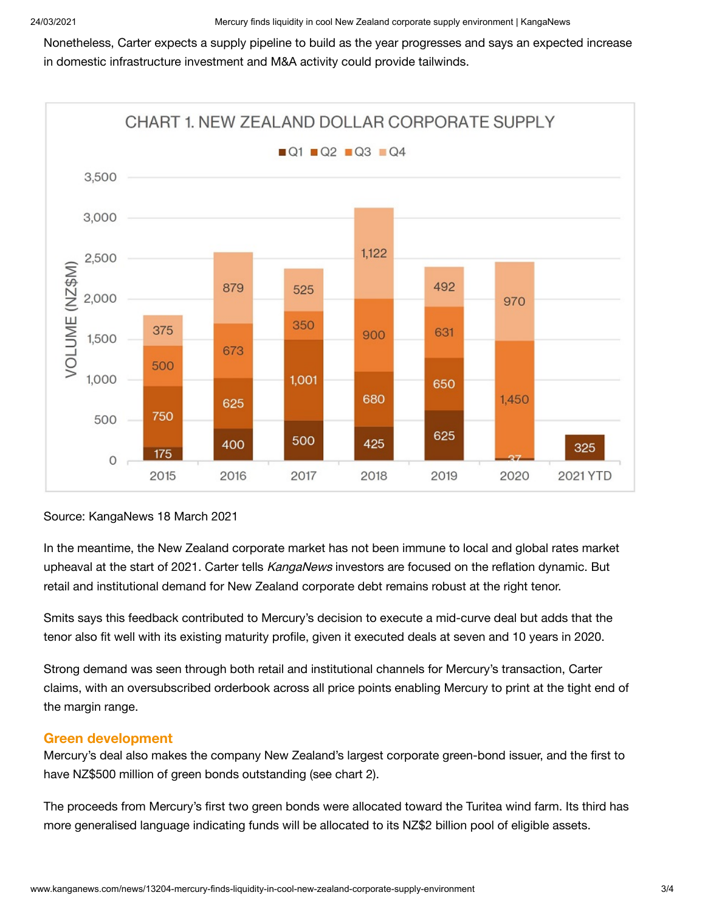Nonetheless, Carter expects a supply pipeline to build as the year progresses and says an expected increase in domestic infrastructure investment and M&A activity could provide tailwinds.

**CHART 1. NEW ZEALAND DOLLAR CORPORATE SUPPLY**

| Year | Q1 | Q2 | Q3 | Q4 |
|---|---|---|---|---|
| 2015 | 175 | 750 | 500 | 375 |
| 2016 | 400 | 625 | 673 | 879 |
| 2017 | 500 | 1,001 | 350 | 525 |
| 2018 | 425 | 680 | 900 | 1,122 |
| 2019 | 625 | 650 | 631 | 492 |
| 2020 | 37 | | 1,450 | 970 |
| 2021 YTD | 325 | | | |

Volume (NZ$M)

Source: KangaNews 18 March 2021

In the meantime, the New Zealand corporate market has not been immune to local and global rates market upheaval at the start of 2021. Carter tells *KangaNews* investors are focused on the reflation dynamic. But retail and institutional demand for New Zealand corporate debt remains robust at the right tenor.

Smits says this feedback contributed to Mercury's decision to execute a mid-curve deal but adds that the tenor also fit well with its existing maturity profile, given it executed deals at seven and 10 years in 2020.

Strong demand was seen through both retail and institutional channels for Mercury's transaction, Carter claims, with an oversubscribed orderbook across all price points enabling Mercury to print at the tight end of the margin range.

## Green development

Mercury's deal also makes the company New Zealand's largest corporate green-bond issuer, and the first to have NZ$500 million of green bonds outstanding (see chart 2).

The proceeds from Mercury's first two green bonds were allocated toward the Turitea wind farm. Its third has more generalised language indicating funds will be allocated to its NZ$2 billion pool of eligible assets.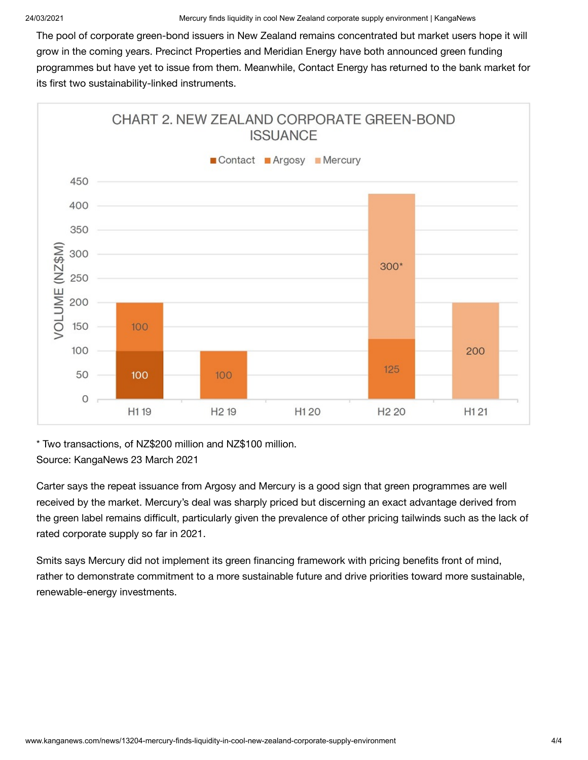The pool of corporate green-bond issuers in New Zealand remains concentrated but market users hope it will grow in the coming years. Precinct Properties and Meridian Energy have both announced green funding programmes but have yet to issue from them. Meanwhile, Contact Energy has returned to the bank market for its first two sustainability-linked instruments.

CHART 2. NEW ZEALAND CORPORATE GREEN-BOND ISSUANCE

Contact
Argosy
Mercury

VOLUME (NZ$M)

450
400
350
300
250
200
150
100
50
0

H1 19
H2 19
H1 20
H2 20
H1 21

100
100
100
300*
125
200

\* Two transactions, of NZ$200 million and NZ$100 million.

Source: KangaNews 23 March 2021

Carter says the repeat issuance from Argosy and Mercury is a good sign that green programmes are well received by the market. Mercury's deal was sharply priced but discerning an exact advantage derived from the green label remains difficult, particularly given the prevalence of other pricing tailwinds such as the lack of rated corporate supply so far in 2021.

Smits says Mercury did not implement its green financing framework with pricing benefits front of mind, rather to demonstrate commitment to a more sustainable future and drive priorities toward more sustainable, renewable-energy investments.